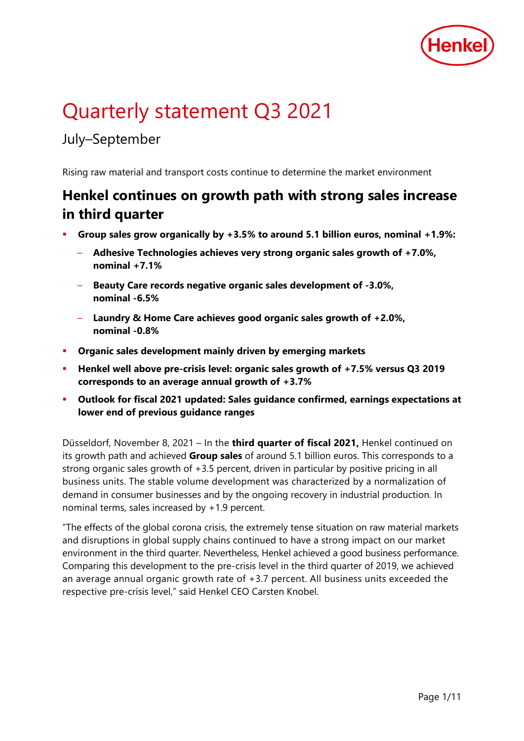# Quarterly statement Q3 2021

## July–September

Rising raw material and transport costs continue to determine the market environment

## Henkel continues on growth path with strong sales increase in third quarter

- **Group sales grow organically by +3.5% to around 5.1 billion euros, nominal +1.9%:**
  - **Adhesive Technologies achieves very strong organic sales growth of +7.0%, nominal +7.1%**
  - **Beauty Care records negative organic sales development of -3.0%, nominal -6.5%**
  - **Laundry & Home Care achieves good organic sales growth of +2.0%, nominal -0.8%**
- **Organic sales development mainly driven by emerging markets**
- **Henkel well above pre-crisis level: organic sales growth of +7.5% versus Q3 2019 corresponds to an average annual growth of +3.7%**
- **Outlook for fiscal 2021 updated: Sales guidance confirmed, earnings expectations at lower end of previous guidance ranges**

Düsseldorf, November 8, 2021 – In the **third quarter of fiscal 2021,** Henkel continued on its growth path and achieved **Group sales** of around 5.1 billion euros. This corresponds to a strong organic sales growth of +3.5 percent, driven in particular by positive pricing in all business units. The stable volume development was characterized by a normalization of demand in consumer businesses and by the ongoing recovery in industrial production. In nominal terms, sales increased by +1.9 percent.

"The effects of the global corona crisis, the extremely tense situation on raw material markets and disruptions in global supply chains continued to have a strong impact on our market environment in the third quarter. Nevertheless, Henkel achieved a good business performance. Comparing this development to the pre-crisis level in the third quarter of 2019, we achieved an average annual organic growth rate of +3.7 percent. All business units exceeded the respective pre-crisis level," said Henkel CEO Carsten Knobel.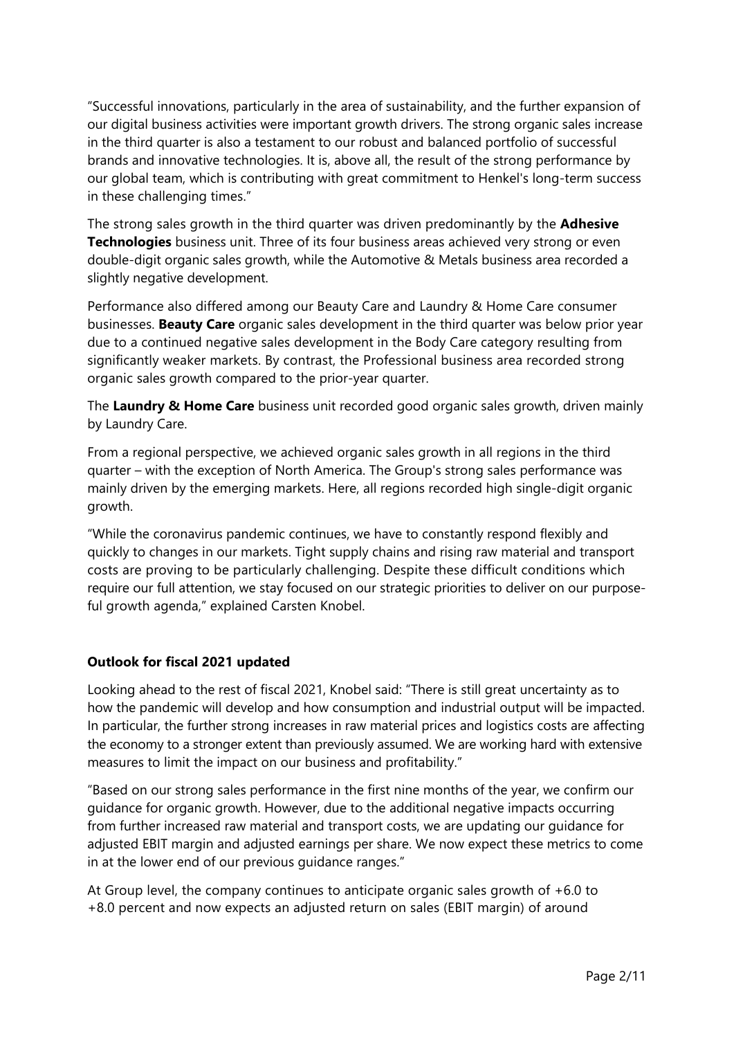"Successful innovations, particularly in the area of sustainability, and the further expansion of our digital business activities were important growth drivers. The strong organic sales increase in the third quarter is also a testament to our robust and balanced portfolio of successful brands and innovative technologies. It is, above all, the result of the strong performance by our global team, which is contributing with great commitment to Henkel's long-term success in these challenging times."

The strong sales growth in the third quarter was driven predominantly by the **Adhesive Technologies** business unit. Three of its four business areas achieved very strong or even double-digit organic sales growth, while the Automotive & Metals business area recorded a slightly negative development.

Performance also differed among our Beauty Care and Laundry & Home Care consumer businesses. **Beauty Care** organic sales development in the third quarter was below prior year due to a continued negative sales development in the Body Care category resulting from significantly weaker markets. By contrast, the Professional business area recorded strong organic sales growth compared to the prior-year quarter.

The **Laundry & Home Care** business unit recorded good organic sales growth, driven mainly by Laundry Care.

From a regional perspective, we achieved organic sales growth in all regions in the third quarter – with the exception of North America. The Group's strong sales performance was mainly driven by the emerging markets. Here, all regions recorded high single-digit organic growth.

"While the coronavirus pandemic continues, we have to constantly respond flexibly and quickly to changes in our markets. Tight supply chains and rising raw material and transport costs are proving to be particularly challenging. Despite these difficult conditions which require our full attention, we stay focused on our strategic priorities to deliver on our purpose-ful growth agenda," explained Carsten Knobel.

**Outlook for fiscal 2021 updated**

Looking ahead to the rest of fiscal 2021, Knobel said: "There is still great uncertainty as to how the pandemic will develop and how consumption and industrial output will be impacted. In particular, the further strong increases in raw material prices and logistics costs are affecting the economy to a stronger extent than previously assumed. We are working hard with extensive measures to limit the impact on our business and profitability."

"Based on our strong sales performance in the first nine months of the year, we confirm our guidance for organic growth. However, due to the additional negative impacts occurring from further increased raw material and transport costs, we are updating our guidance for adjusted EBIT margin and adjusted earnings per share. We now expect these metrics to come in at the lower end of our previous guidance ranges."

At Group level, the company continues to anticipate organic sales growth of +6.0 to +8.0 percent and now expects an adjusted return on sales (EBIT margin) of around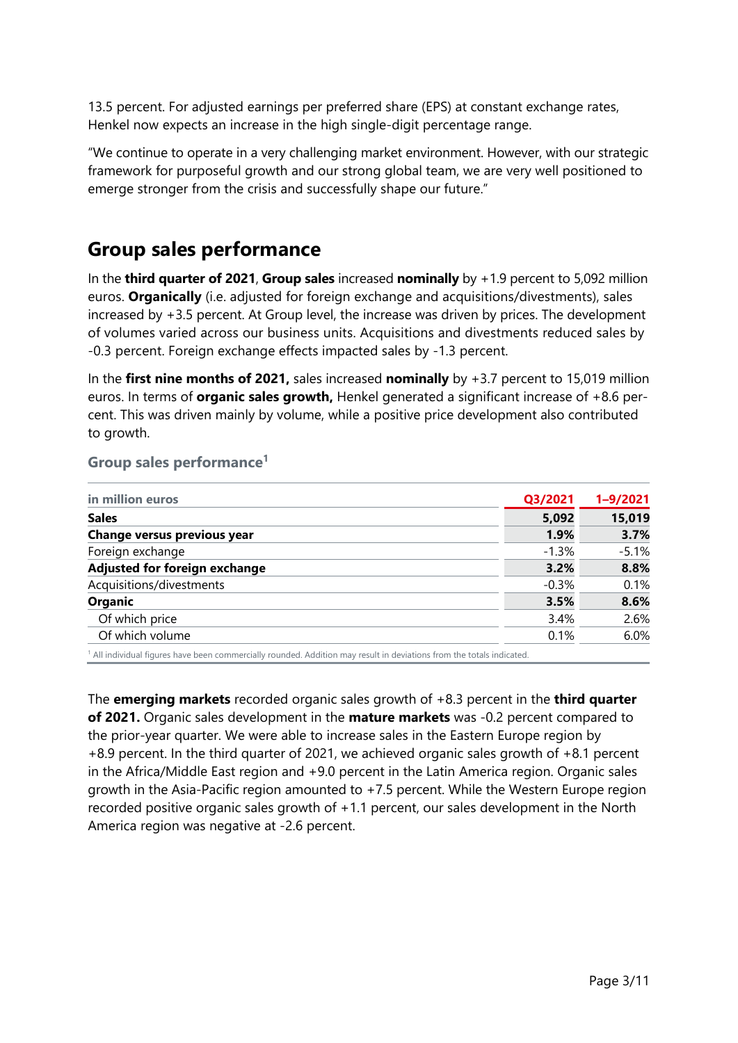13.5 percent. For adjusted earnings per preferred share (EPS) at constant exchange rates, Henkel now expects an increase in the high single-digit percentage range.

"We continue to operate in a very challenging market environment. However, with our strategic framework for purposeful growth and our strong global team, we are very well positioned to emerge stronger from the crisis and successfully shape our future."

## Group sales performance

In the **third quarter of 2021**, **Group sales** increased **nominally** by +1.9 percent to 5,092 million euros. **Organically** (i.e. adjusted for foreign exchange and acquisitions/divestments), sales increased by +3.5 percent. At Group level, the increase was driven by prices. The development of volumes varied across our business units. Acquisitions and divestments reduced sales by -0.3 percent. Foreign exchange effects impacted sales by -1.3 percent.

In the **first nine months of 2021,** sales increased **nominally** by +3.7 percent to 15,019 million euros. In terms of **organic sales growth,** Henkel generated a significant increase of +8.6 percent. This was driven mainly by volume, while a positive price development also contributed to growth.

### Group sales performance[1]

| in million euros | Q3/2021 | 1–9/2021 |
|---|---|---|
| **Sales** | **5,092** | **15,019** |
| **Change versus previous year** | **1.9%** | **3.7%** |
| Foreign exchange | -1.3% | -5.1% |
| **Adjusted for foreign exchange** | **3.2%** | **8.8%** |
| Acquisitions/divestments | -0.3% | 0.1% |
| **Organic** | **3.5%** | **8.6%** |
| Of which price | 3.4% | 2.6% |
| Of which volume | 0.1% | 6.0% |

[1] All individual figures have been commercially rounded. Addition may result in deviations from the totals indicated.

The **emerging markets** recorded organic sales growth of +8.3 percent in the **third quarter of 2021.** Organic sales development in the **mature markets** was -0.2 percent compared to the prior-year quarter. We were able to increase sales in the Eastern Europe region by +8.9 percent. In the third quarter of 2021, we achieved organic sales growth of +8.1 percent in the Africa/Middle East region and +9.0 percent in the Latin America region. Organic sales growth in the Asia-Pacific region amounted to +7.5 percent. While the Western Europe region recorded positive organic sales growth of +1.1 percent, our sales development in the North America region was negative at -2.6 percent.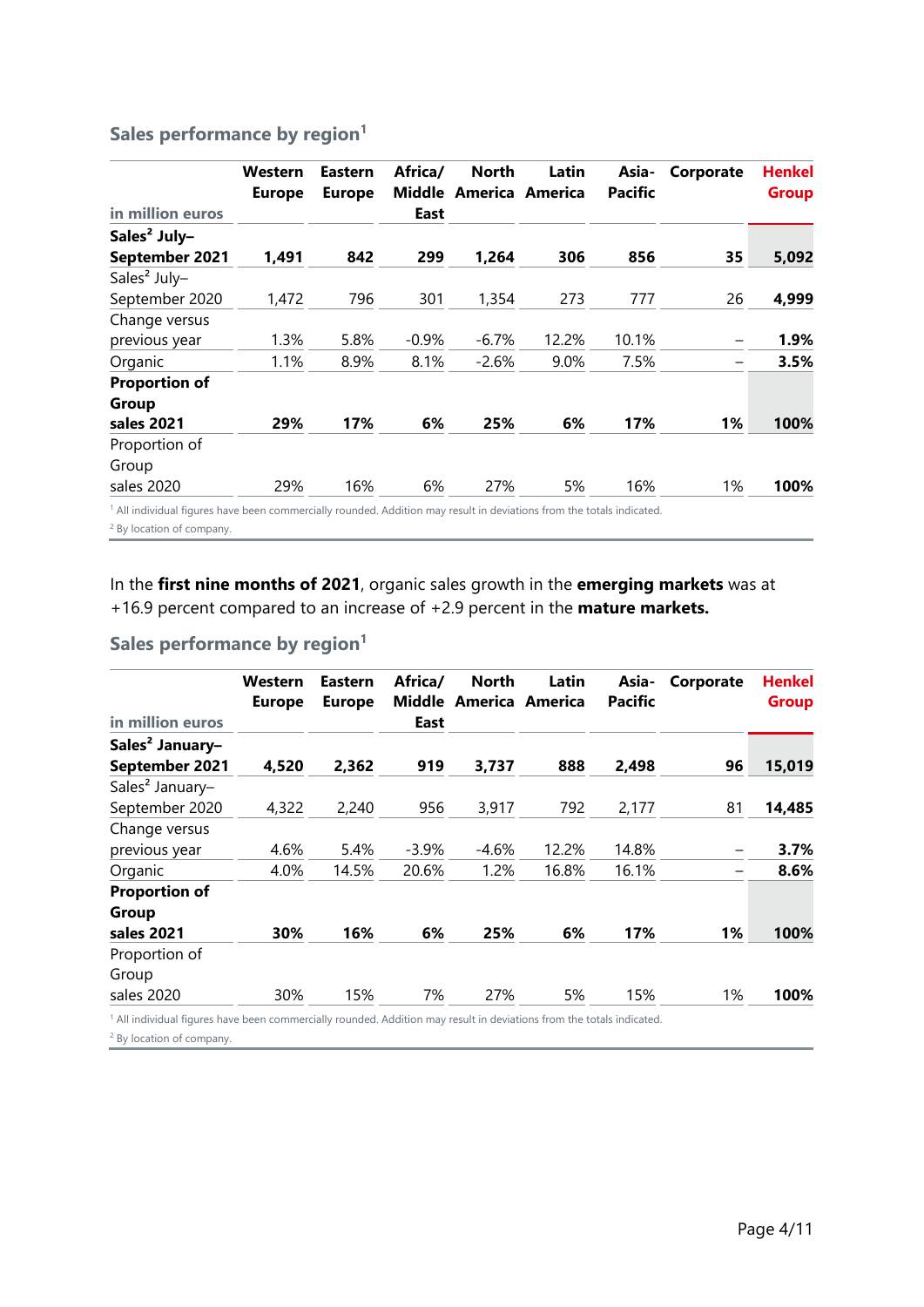### Sales performance by region[1]

| in million euros | Western Europe | Eastern Europe | Africa/ Middle East | North America | Latin America | Asia-Pacific | Corporate | Henkel Group |
|---|---|---|---|---|---|---|---|---|
| **Sales[2] July–September 2021** | **1,491** | **842** | **299** | **1,264** | **306** | **856** | **35** | **5,092** |
| Sales[2] July–September 2020 | 1,472 | 796 | 301 | 1,354 | 273 | 777 | 26 | **4,999** |
| Change versus previous year | 1.3% | 5.8% | -0.9% | -6.7% | 12.2% | 10.1% | – | **1.9%** |
| Organic | 1.1% | 8.9% | 8.1% | -2.6% | 9.0% | 7.5% | – | **3.5%** |
| **Proportion of Group sales 2021** | **29%** | **17%** | **6%** | **25%** | **6%** | **17%** | **1%** | **100%** |
| Proportion of Group sales 2020 | 29% | 16% | 6% | 27% | 5% | 16% | 1% | **100%** |

[1] All individual figures have been commercially rounded. Addition may result in deviations from the totals indicated.
[2] By location of company.

In the **first nine months of 2021**, organic sales growth in the **emerging markets** was at +16.9 percent compared to an increase of +2.9 percent in the **mature markets.**

### Sales performance by region[1]

| in million euros | Western Europe | Eastern Europe | Africa/ Middle East | North America | Latin America | Asia-Pacific | Corporate | Henkel Group |
|---|---|---|---|---|---|---|---|---|
| **Sales[2] January–September 2021** | **4,520** | **2,362** | **919** | **3,737** | **888** | **2,498** | **96** | **15,019** |
| Sales[2] January–September 2020 | 4,322 | 2,240 | 956 | 3,917 | 792 | 2,177 | 81 | **14,485** |
| Change versus previous year | 4.6% | 5.4% | -3.9% | -4.6% | 12.2% | 14.8% | – | **3.7%** |
| Organic | 4.0% | 14.5% | 20.6% | 1.2% | 16.8% | 16.1% | – | **8.6%** |
| **Proportion of Group sales 2021** | **30%** | **16%** | **6%** | **25%** | **6%** | **17%** | **1%** | **100%** |
| Proportion of Group sales 2020 | 30% | 15% | 7% | 27% | 5% | 15% | 1% | **100%** |

[1] All individual figures have been commercially rounded. Addition may result in deviations from the totals indicated.
[2] By location of company.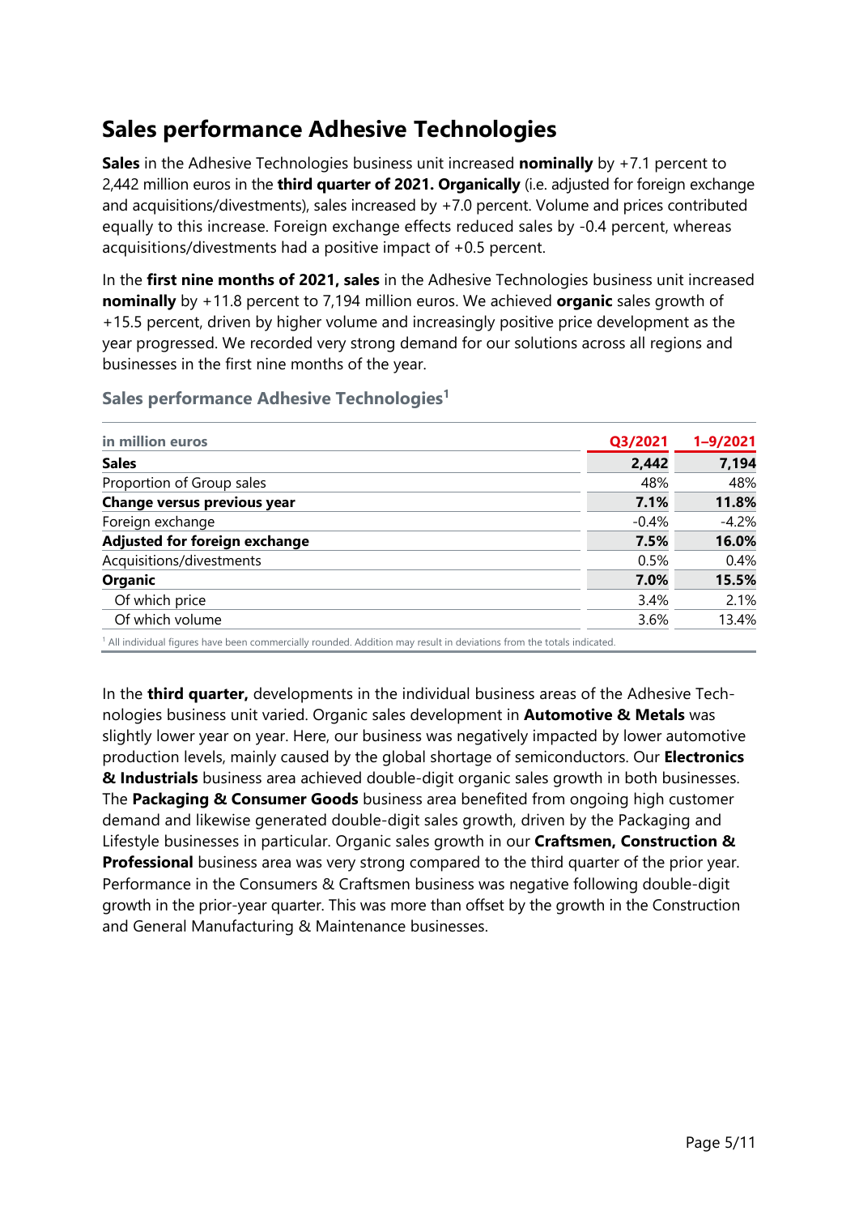# Sales performance Adhesive Technologies

**Sales** in the Adhesive Technologies business unit increased **nominally** by +7.1 percent to 2,442 million euros in the **third quarter of 2021. Organically** (i.e. adjusted for foreign exchange and acquisitions/divestments), sales increased by +7.0 percent. Volume and prices contributed equally to this increase. Foreign exchange effects reduced sales by -0.4 percent, whereas acquisitions/divestments had a positive impact of +0.5 percent.

In the **first nine months of 2021, sales** in the Adhesive Technologies business unit increased **nominally** by +11.8 percent to 7,194 million euros. We achieved **organic** sales growth of +15.5 percent, driven by higher volume and increasingly positive price development as the year progressed. We recorded very strong demand for our solutions across all regions and businesses in the first nine months of the year.

### Sales performance Adhesive Technologies[1]

| in million euros | Q3/2021 | 1–9/2021 |
|---|---|---|
| **Sales** | **2,442** | **7,194** |
| Proportion of Group sales | 48% | 48% |
| **Change versus previous year** | **7.1%** | **11.8%** |
| Foreign exchange | -0.4% | -4.2% |
| **Adjusted for foreign exchange** | **7.5%** | **16.0%** |
| Acquisitions/divestments | 0.5% | 0.4% |
| **Organic** | **7.0%** | **15.5%** |
| Of which price | 3.4% | 2.1% |
| Of which volume | 3.6% | 13.4% |

[1] All individual figures have been commercially rounded. Addition may result in deviations from the totals indicated.

In the **third quarter,** developments in the individual business areas of the Adhesive Technologies business unit varied. Organic sales development in **Automotive & Metals** was slightly lower year on year. Here, our business was negatively impacted by lower automotive production levels, mainly caused by the global shortage of semiconductors. Our **Electronics & Industrials** business area achieved double-digit organic sales growth in both businesses. The **Packaging & Consumer Goods** business area benefited from ongoing high customer demand and likewise generated double-digit sales growth, driven by the Packaging and Lifestyle businesses in particular. Organic sales growth in our **Craftsmen, Construction & Professional** business area was very strong compared to the third quarter of the prior year. Performance in the Consumers & Craftsmen business was negative following double-digit growth in the prior-year quarter. This was more than offset by the growth in the Construction and General Manufacturing & Maintenance businesses.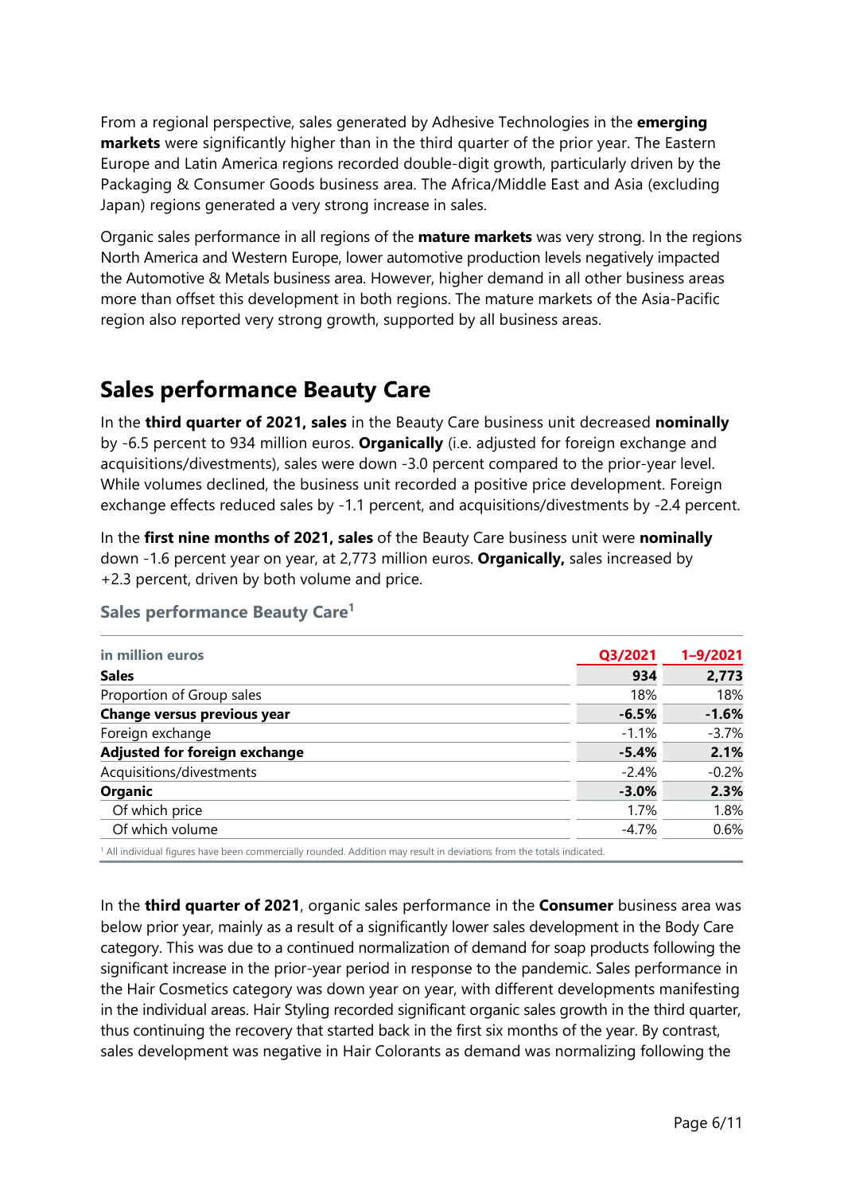From a regional perspective, sales generated by Adhesive Technologies in the **emerging markets** were significantly higher than in the third quarter of the prior year. The Eastern Europe and Latin America regions recorded double-digit growth, particularly driven by the Packaging & Consumer Goods business area. The Africa/Middle East and Asia (excluding Japan) regions generated a very strong increase in sales.

Organic sales performance in all regions of the **mature markets** was very strong. In the regions North America and Western Europe, lower automotive production levels negatively impacted the Automotive & Metals business area. However, higher demand in all other business areas more than offset this development in both regions. The mature markets of the Asia-Pacific region also reported very strong growth, supported by all business areas.

## Sales performance Beauty Care

In the **third quarter of 2021, sales** in the Beauty Care business unit decreased **nominally** by -6.5 percent to 934 million euros. **Organically** (i.e. adjusted for foreign exchange and acquisitions/divestments), sales were down -3.0 percent compared to the prior-year level. While volumes declined, the business unit recorded a positive price development. Foreign exchange effects reduced sales by -1.1 percent, and acquisitions/divestments by -2.4 percent.

In the **first nine months of 2021, sales** of the Beauty Care business unit were **nominally** down -1.6 percent year on year, at 2,773 million euros. **Organically,** sales increased by +2.3 percent, driven by both volume and price.

### Sales performance Beauty Care[1]

| in million euros | Q3/2021 | 1–9/2021 |
|---|---|---|
| **Sales** | **934** | **2,773** |
| Proportion of Group sales | 18% | 18% |
| **Change versus previous year** | **-6.5%** | **-1.6%** |
| Foreign exchange | -1.1% | -3.7% |
| **Adjusted for foreign exchange** | **-5.4%** | **2.1%** |
| Acquisitions/divestments | -2.4% | -0.2% |
| **Organic** | **-3.0%** | **2.3%** |
| Of which price | 1.7% | 1.8% |
| Of which volume | -4.7% | 0.6% |

[1] All individual figures have been commercially rounded. Addition may result in deviations from the totals indicated.

In the **third quarter of 2021**, organic sales performance in the **Consumer** business area was below prior year, mainly as a result of a significantly lower sales development in the Body Care category. This was due to a continued normalization of demand for soap products following the significant increase in the prior-year period in response to the pandemic. Sales performance in the Hair Cosmetics category was down year on year, with different developments manifesting in the individual areas. Hair Styling recorded significant organic sales growth in the third quarter, thus continuing the recovery that started back in the first six months of the year. By contrast, sales development was negative in Hair Colorants as demand was normalizing following the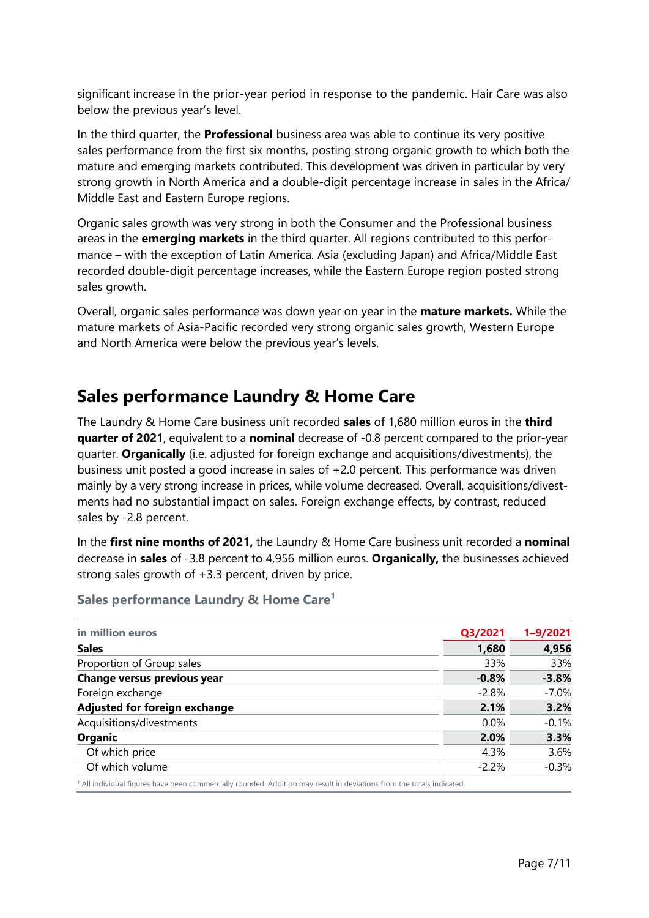significant increase in the prior-year period in response to the pandemic. Hair Care was also below the previous year's level.

In the third quarter, the **Professional** business area was able to continue its very positive sales performance from the first six months, posting strong organic growth to which both the mature and emerging markets contributed. This development was driven in particular by very strong growth in North America and a double-digit percentage increase in sales in the Africa/ Middle East and Eastern Europe regions.

Organic sales growth was very strong in both the Consumer and the Professional business areas in the **emerging markets** in the third quarter. All regions contributed to this performance – with the exception of Latin America. Asia (excluding Japan) and Africa/Middle East recorded double-digit percentage increases, while the Eastern Europe region posted strong sales growth.

Overall, organic sales performance was down year on year in the **mature markets.** While the mature markets of Asia-Pacific recorded very strong organic sales growth, Western Europe and North America were below the previous year's levels.

## Sales performance Laundry & Home Care

The Laundry & Home Care business unit recorded **sales** of 1,680 million euros in the **third quarter of 2021**, equivalent to a **nominal** decrease of -0.8 percent compared to the prior-year quarter. **Organically** (i.e. adjusted for foreign exchange and acquisitions/divestments), the business unit posted a good increase in sales of +2.0 percent. This performance was driven mainly by a very strong increase in prices, while volume decreased. Overall, acquisitions/divestments had no substantial impact on sales. Foreign exchange effects, by contrast, reduced sales by -2.8 percent.

In the **first nine months of 2021,** the Laundry & Home Care business unit recorded a **nominal** decrease in **sales** of -3.8 percent to 4,956 million euros. **Organically,** the businesses achieved strong sales growth of +3.3 percent, driven by price.

### Sales performance Laundry & Home Care[1]

| in million euros | Q3/2021 | 1–9/2021 |
|---|---|---|
| **Sales** | **1,680** | **4,956** |
| Proportion of Group sales | 33% | 33% |
| **Change versus previous year** | **-0.8%** | **-3.8%** |
| Foreign exchange | -2.8% | -7.0% |
| **Adjusted for foreign exchange** | **2.1%** | **3.2%** |
| Acquisitions/divestments | 0.0% | -0.1% |
| **Organic** | **2.0%** | **3.3%** |
| Of which price | 4.3% | 3.6% |
| Of which volume | -2.2% | -0.3% |

[1] All individual figures have been commercially rounded. Addition may result in deviations from the totals indicated.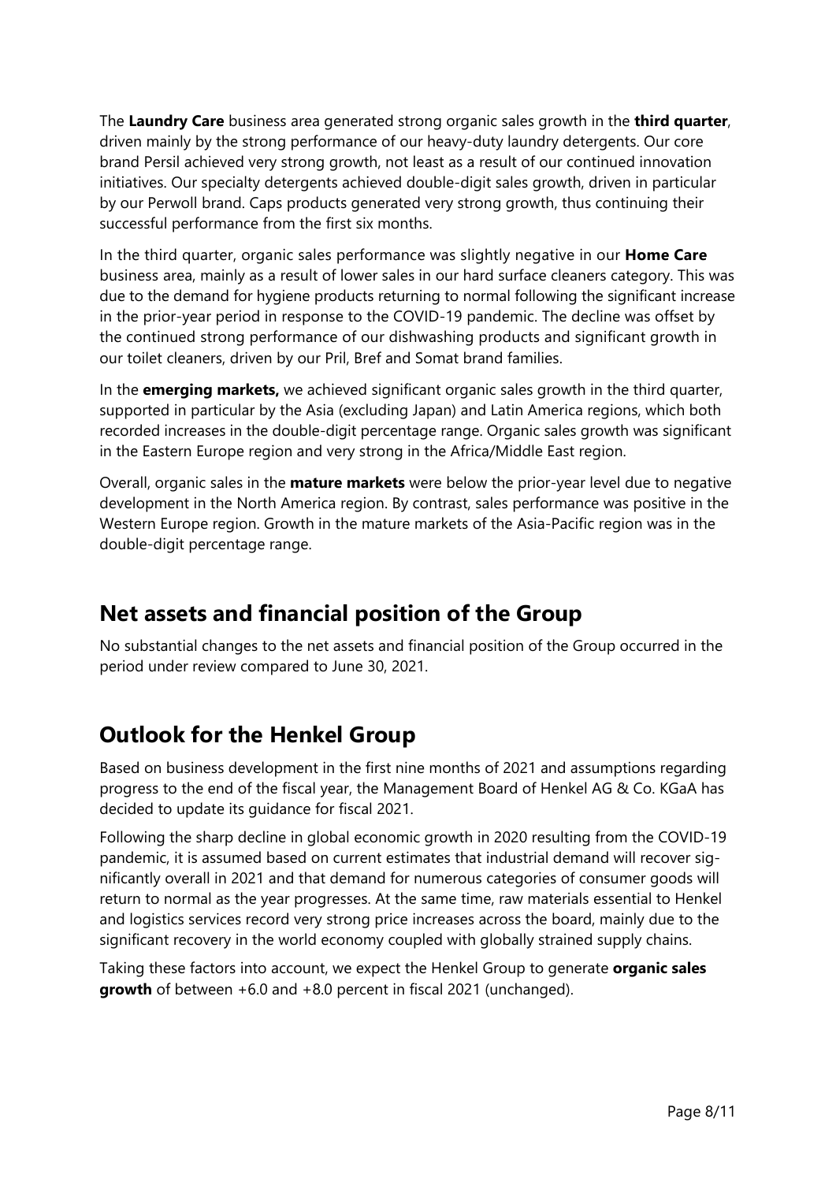The **Laundry Care** business area generated strong organic sales growth in the **third quarter**, driven mainly by the strong performance of our heavy-duty laundry detergents. Our core brand Persil achieved very strong growth, not least as a result of our continued innovation initiatives. Our specialty detergents achieved double-digit sales growth, driven in particular by our Perwoll brand. Caps products generated very strong growth, thus continuing their successful performance from the first six months.

In the third quarter, organic sales performance was slightly negative in our **Home Care** business area, mainly as a result of lower sales in our hard surface cleaners category. This was due to the demand for hygiene products returning to normal following the significant increase in the prior-year period in response to the COVID-19 pandemic. The decline was offset by the continued strong performance of our dishwashing products and significant growth in our toilet cleaners, driven by our Pril, Bref and Somat brand families.

In the **emerging markets,** we achieved significant organic sales growth in the third quarter, supported in particular by the Asia (excluding Japan) and Latin America regions, which both recorded increases in the double-digit percentage range. Organic sales growth was significant in the Eastern Europe region and very strong in the Africa/Middle East region.

Overall, organic sales in the **mature markets** were below the prior-year level due to negative development in the North America region. By contrast, sales performance was positive in the Western Europe region. Growth in the mature markets of the Asia-Pacific region was in the double-digit percentage range.

## Net assets and financial position of the Group

No substantial changes to the net assets and financial position of the Group occurred in the period under review compared to June 30, 2021.

## Outlook for the Henkel Group

Based on business development in the first nine months of 2021 and assumptions regarding progress to the end of the fiscal year, the Management Board of Henkel AG & Co. KGaA has decided to update its guidance for fiscal 2021.

Following the sharp decline in global economic growth in 2020 resulting from the COVID-19 pandemic, it is assumed based on current estimates that industrial demand will recover significantly overall in 2021 and that demand for numerous categories of consumer goods will return to normal as the year progresses. At the same time, raw materials essential to Henkel and logistics services record very strong price increases across the board, mainly due to the significant recovery in the world economy coupled with globally strained supply chains.

Taking these factors into account, we expect the Henkel Group to generate **organic sales growth** of between +6.0 and +8.0 percent in fiscal 2021 (unchanged).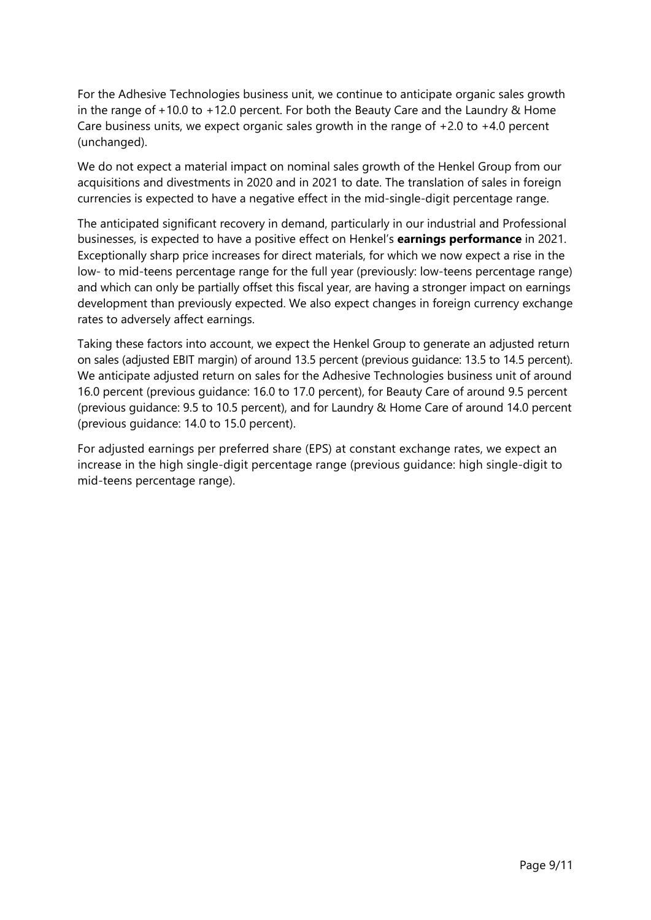For the Adhesive Technologies business unit, we continue to anticipate organic sales growth in the range of +10.0 to +12.0 percent. For both the Beauty Care and the Laundry & Home Care business units, we expect organic sales growth in the range of +2.0 to +4.0 percent (unchanged).

We do not expect a material impact on nominal sales growth of the Henkel Group from our acquisitions and divestments in 2020 and in 2021 to date. The translation of sales in foreign currencies is expected to have a negative effect in the mid-single-digit percentage range.

The anticipated significant recovery in demand, particularly in our industrial and Professional businesses, is expected to have a positive effect on Henkel's **earnings performance** in 2021. Exceptionally sharp price increases for direct materials, for which we now expect a rise in the low- to mid-teens percentage range for the full year (previously: low-teens percentage range) and which can only be partially offset this fiscal year, are having a stronger impact on earnings development than previously expected. We also expect changes in foreign currency exchange rates to adversely affect earnings.

Taking these factors into account, we expect the Henkel Group to generate an adjusted return on sales (adjusted EBIT margin) of around 13.5 percent (previous guidance: 13.5 to 14.5 percent). We anticipate adjusted return on sales for the Adhesive Technologies business unit of around 16.0 percent (previous guidance: 16.0 to 17.0 percent), for Beauty Care of around 9.5 percent (previous guidance: 9.5 to 10.5 percent), and for Laundry & Home Care of around 14.0 percent (previous guidance: 14.0 to 15.0 percent).

For adjusted earnings per preferred share (EPS) at constant exchange rates, we expect an increase in the high single-digit percentage range (previous guidance: high single-digit to mid-teens percentage range).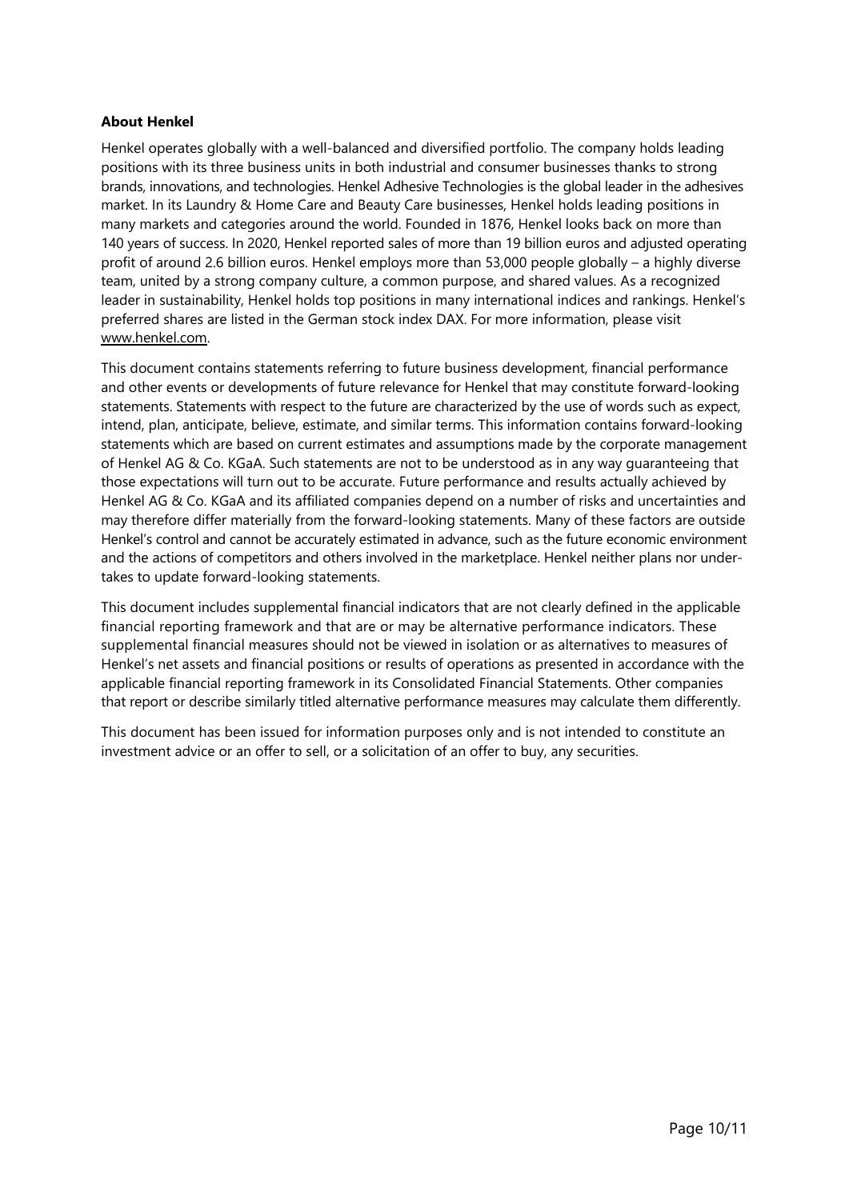**About Henkel**

Henkel operates globally with a well-balanced and diversified portfolio. The company holds leading positions with its three business units in both industrial and consumer businesses thanks to strong brands, innovations, and technologies. Henkel Adhesive Technologies is the global leader in the adhesives market. In its Laundry & Home Care and Beauty Care businesses, Henkel holds leading positions in many markets and categories around the world. Founded in 1876, Henkel looks back on more than 140 years of success. In 2020, Henkel reported sales of more than 19 billion euros and adjusted operating profit of around 2.6 billion euros. Henkel employs more than 53,000 people globally – a highly diverse team, united by a strong company culture, a common purpose, and shared values. As a recognized leader in sustainability, Henkel holds top positions in many international indices and rankings. Henkel's preferred shares are listed in the German stock index DAX. For more information, please visit www.henkel.com.

This document contains statements referring to future business development, financial performance and other events or developments of future relevance for Henkel that may constitute forward-looking statements. Statements with respect to the future are characterized by the use of words such as expect, intend, plan, anticipate, believe, estimate, and similar terms. This information contains forward-looking statements which are based on current estimates and assumptions made by the corporate management of Henkel AG & Co. KGaA. Such statements are not to be understood as in any way guaranteeing that those expectations will turn out to be accurate. Future performance and results actually achieved by Henkel AG & Co. KGaA and its affiliated companies depend on a number of risks and uncertainties and may therefore differ materially from the forward-looking statements. Many of these factors are outside Henkel's control and cannot be accurately estimated in advance, such as the future economic environment and the actions of competitors and others involved in the marketplace. Henkel neither plans nor undertakes to update forward-looking statements.

This document includes supplemental financial indicators that are not clearly defined in the applicable financial reporting framework and that are or may be alternative performance indicators. These supplemental financial measures should not be viewed in isolation or as alternatives to measures of Henkel's net assets and financial positions or results of operations as presented in accordance with the applicable financial reporting framework in its Consolidated Financial Statements. Other companies that report or describe similarly titled alternative performance measures may calculate them differently.

This document has been issued for information purposes only and is not intended to constitute an investment advice or an offer to sell, or a solicitation of an offer to buy, any securities.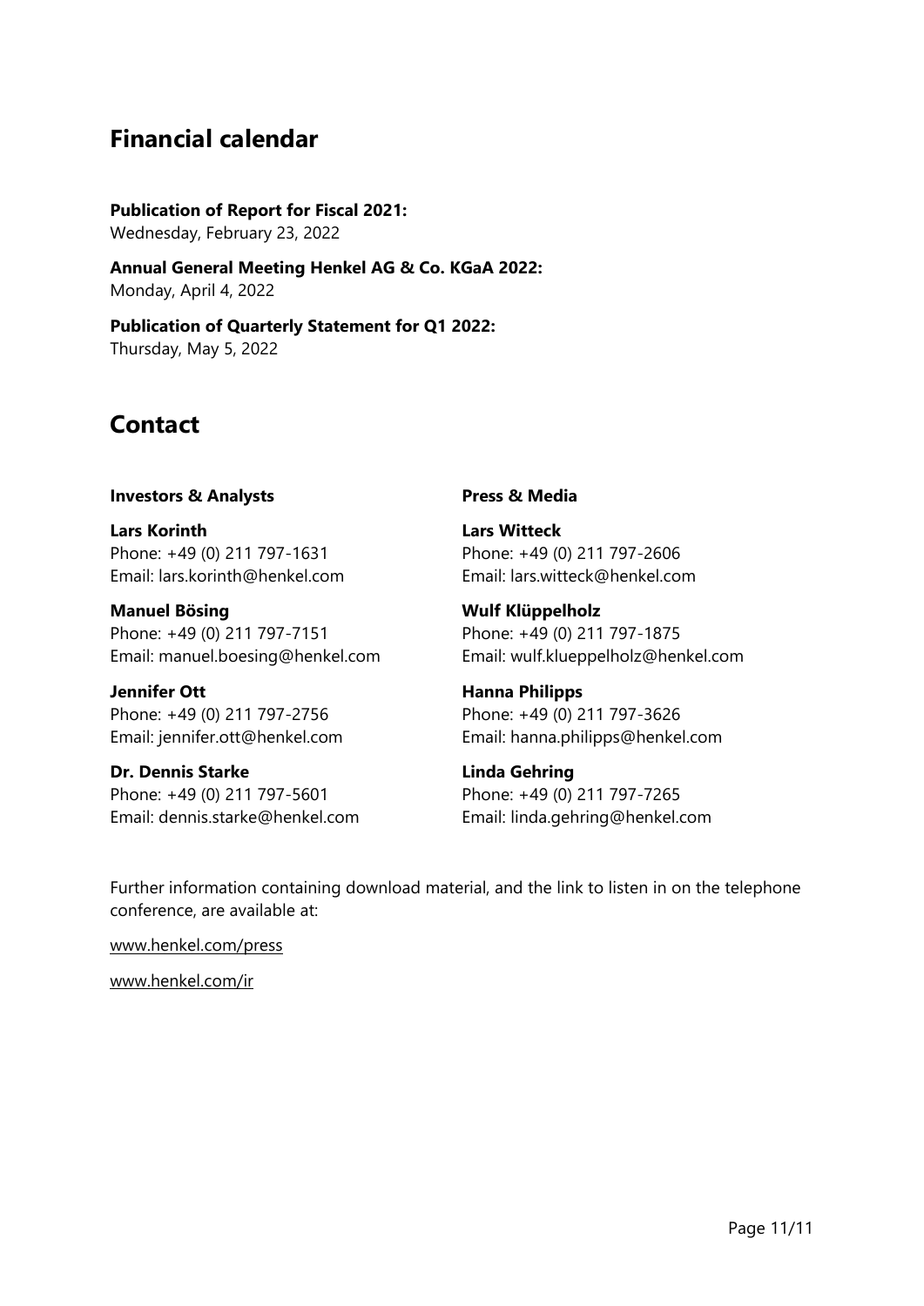## Financial calendar

**Publication of Report for Fiscal 2021:**
Wednesday, February 23, 2022

**Annual General Meeting Henkel AG & Co. KGaA 2022:**
Monday, April 4, 2022

**Publication of Quarterly Statement for Q1 2022:**
Thursday, May 5, 2022

## Contact

**Investors & Analysts**

**Lars Korinth**
Phone: +49 (0) 211 797-1631
Email: lars.korinth@henkel.com

**Manuel Bösing**
Phone: +49 (0) 211 797-7151
Email: manuel.boesing@henkel.com

**Jennifer Ott**
Phone: +49 (0) 211 797-2756
Email: jennifer.ott@henkel.com

**Dr. Dennis Starke**
Phone: +49 (0) 211 797-5601
Email: dennis.starke@henkel.com

**Press & Media**

**Lars Witteck**
Phone: +49 (0) 211 797-2606
Email: lars.witteck@henkel.com

**Wulf Klüppelholz**
Phone: +49 (0) 211 797-1875
Email: wulf.klueppelholz@henkel.com

**Hanna Philipps**
Phone: +49 (0) 211 797-3626
Email: hanna.philipps@henkel.com

**Linda Gehring**
Phone: +49 (0) 211 797-7265
Email: linda.gehring@henkel.com

Further information containing download material, and the link to listen in on the telephone conference, are available at:

www.henkel.com/press

www.henkel.com/ir